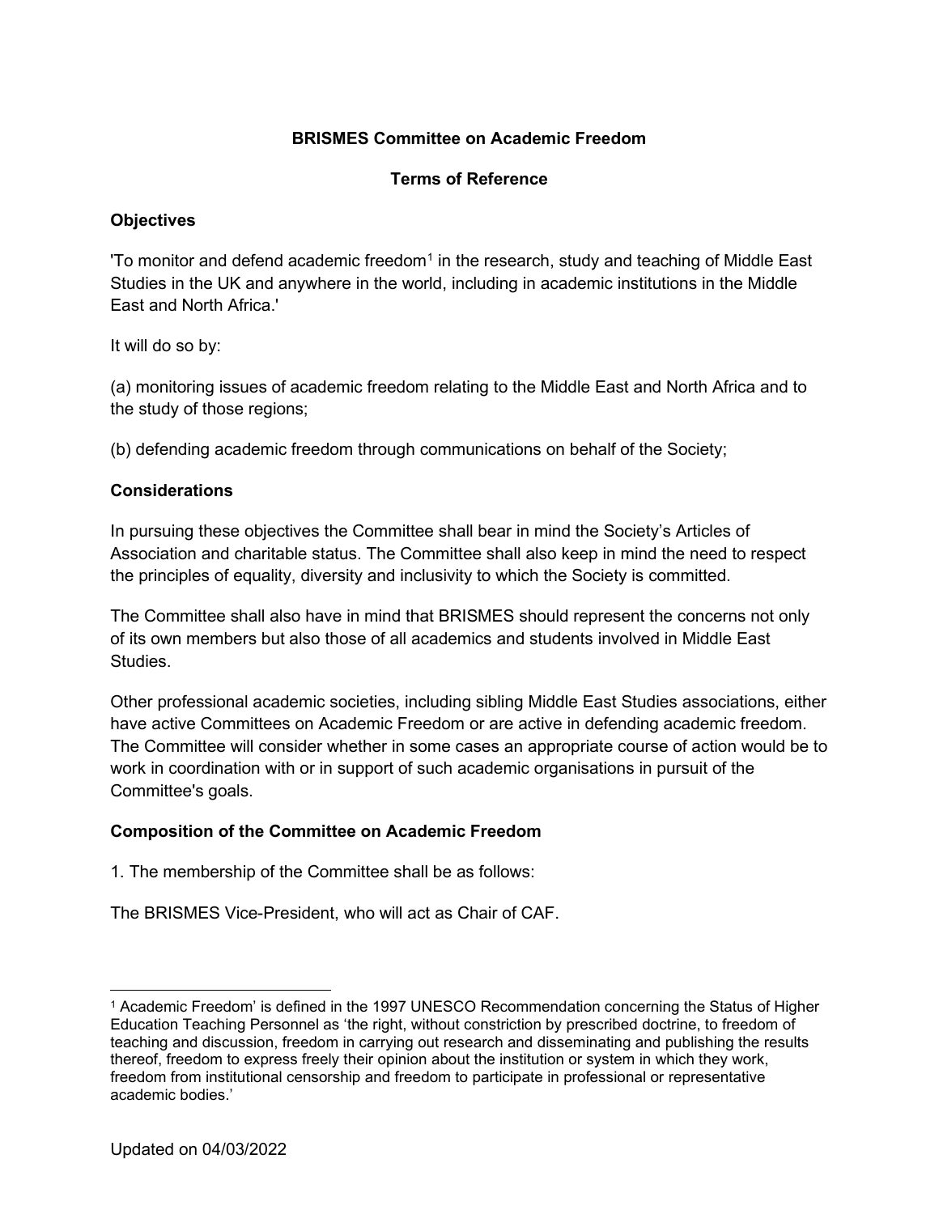# BRISMES Committee on Academic Freedom

## Terms of Reference

### Objectives

'To monitor and defend academic freedom[1] in the research, study and teaching of Middle East Studies in the UK and anywhere in the world, including in academic institutions in the Middle East and North Africa.'

It will do so by:

(a) monitoring issues of academic freedom relating to the Middle East and North Africa and to the study of those regions;

(b) defending academic freedom through communications on behalf of the Society;

### Considerations

In pursuing these objectives the Committee shall bear in mind the Society's Articles of Association and charitable status. The Committee shall also keep in mind the need to respect the principles of equality, diversity and inclusivity to which the Society is committed.

The Committee shall also have in mind that BRISMES should represent the concerns not only of its own members but also those of all academics and students involved in Middle East Studies.

Other professional academic societies, including sibling Middle East Studies associations, either have active Committees on Academic Freedom or are active in defending academic freedom. The Committee will consider whether in some cases an appropriate course of action would be to work in coordination with or in support of such academic organisations in pursuit of the Committee's goals.

### Composition of the Committee on Academic Freedom

1. The membership of the Committee shall be as follows:

The BRISMES Vice-President, who will act as Chair of CAF.

---

[1] Academic Freedom' is defined in the 1997 UNESCO Recommendation concerning the Status of Higher Education Teaching Personnel as 'the right, without constriction by prescribed doctrine, to freedom of teaching and discussion, freedom in carrying out research and disseminating and publishing the results thereof, freedom to express freely their opinion about the institution or system in which they work, freedom from institutional censorship and freedom to participate in professional or representative academic bodies.'

Updated on 04/03/2022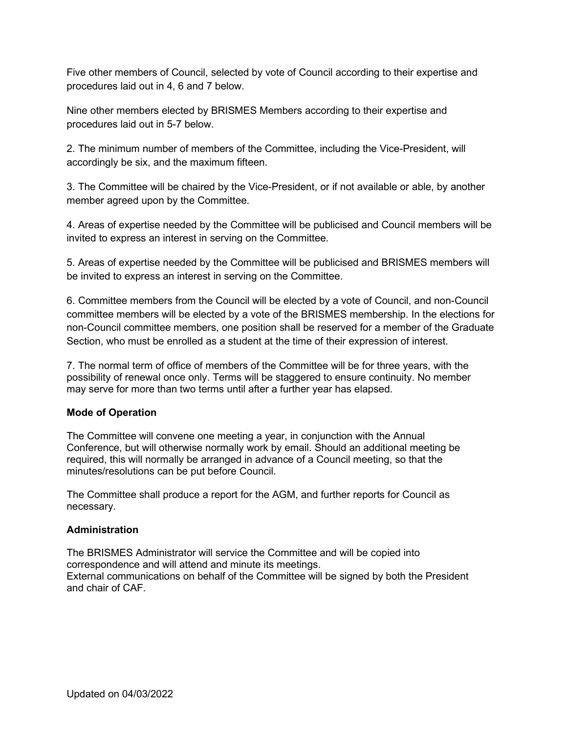Five other members of Council, selected by vote of Council according to their expertise and procedures laid out in 4, 6 and 7 below.

Nine other members elected by BRISMES Members according to their expertise and procedures laid out in 5-7 below.

2. The minimum number of members of the Committee, including the Vice-President, will accordingly be six, and the maximum fifteen.

3. The Committee will be chaired by the Vice-President, or if not available or able, by another member agreed upon by the Committee.

4. Areas of expertise needed by the Committee will be publicised and Council members will be invited to express an interest in serving on the Committee.

5. Areas of expertise needed by the Committee will be publicised and BRISMES members will be invited to express an interest in serving on the Committee.

6. Committee members from the Council will be elected by a vote of Council, and non-Council committee members will be elected by a vote of the BRISMES membership. In the elections for non-Council committee members, one position shall be reserved for a member of the Graduate Section, who must be enrolled as a student at the time of their expression of interest.

7. The normal term of office of members of the Committee will be for three years, with the possibility of renewal once only. Terms will be staggered to ensure continuity. No member may serve for more than two terms until after a further year has elapsed.

**Mode of Operation**

The Committee will convene one meeting a year, in conjunction with the Annual Conference, but will otherwise normally work by email. Should an additional meeting be required, this will normally be arranged in advance of a Council meeting, so that the minutes/resolutions can be put before Council.

The Committee shall produce a report for the AGM, and further reports for Council as necessary.

**Administration**

The BRISMES Administrator will service the Committee and will be copied into correspondence and will attend and minute its meetings.
External communications on behalf of the Committee will be signed by both the President and chair of CAF.

Updated on 04/03/2022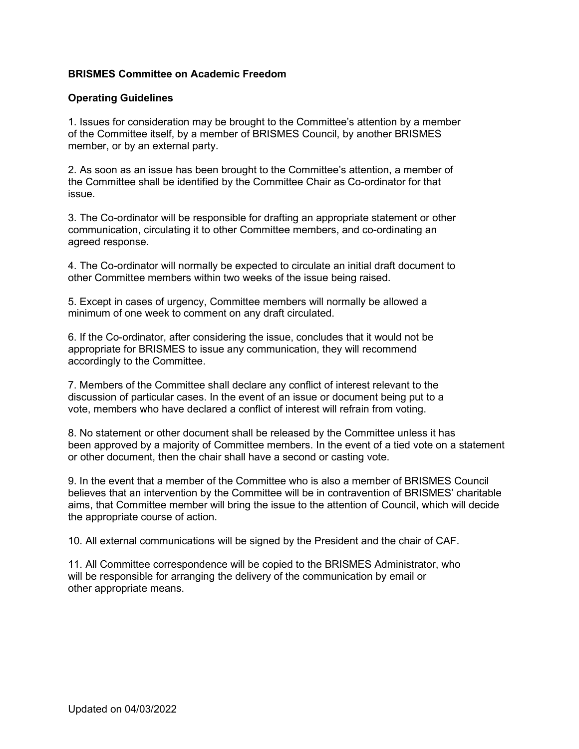**BRISMES Committee on Academic Freedom**

**Operating Guidelines**

1. Issues for consideration may be brought to the Committee's attention by a member of the Committee itself, by a member of BRISMES Council, by another BRISMES member, or by an external party.

2. As soon as an issue has been brought to the Committee's attention, a member of the Committee shall be identified by the Committee Chair as Co-ordinator for that issue.

3. The Co-ordinator will be responsible for drafting an appropriate statement or other communication, circulating it to other Committee members, and co-ordinating an agreed response.

4. The Co-ordinator will normally be expected to circulate an initial draft document to other Committee members within two weeks of the issue being raised.

5. Except in cases of urgency, Committee members will normally be allowed a minimum of one week to comment on any draft circulated.

6. If the Co-ordinator, after considering the issue, concludes that it would not be appropriate for BRISMES to issue any communication, they will recommend accordingly to the Committee.

7. Members of the Committee shall declare any conflict of interest relevant to the discussion of particular cases. In the event of an issue or document being put to a vote, members who have declared a conflict of interest will refrain from voting.

8. No statement or other document shall be released by the Committee unless it has been approved by a majority of Committee members. In the event of a tied vote on a statement or other document, then the chair shall have a second or casting vote.

9. In the event that a member of the Committee who is also a member of BRISMES Council believes that an intervention by the Committee will be in contravention of BRISMES' charitable aims, that Committee member will bring the issue to the attention of Council, which will decide the appropriate course of action.

10. All external communications will be signed by the President and the chair of CAF.

11. All Committee correspondence will be copied to the BRISMES Administrator, who will be responsible for arranging the delivery of the communication by email or other appropriate means.

Updated on 04/03/2022